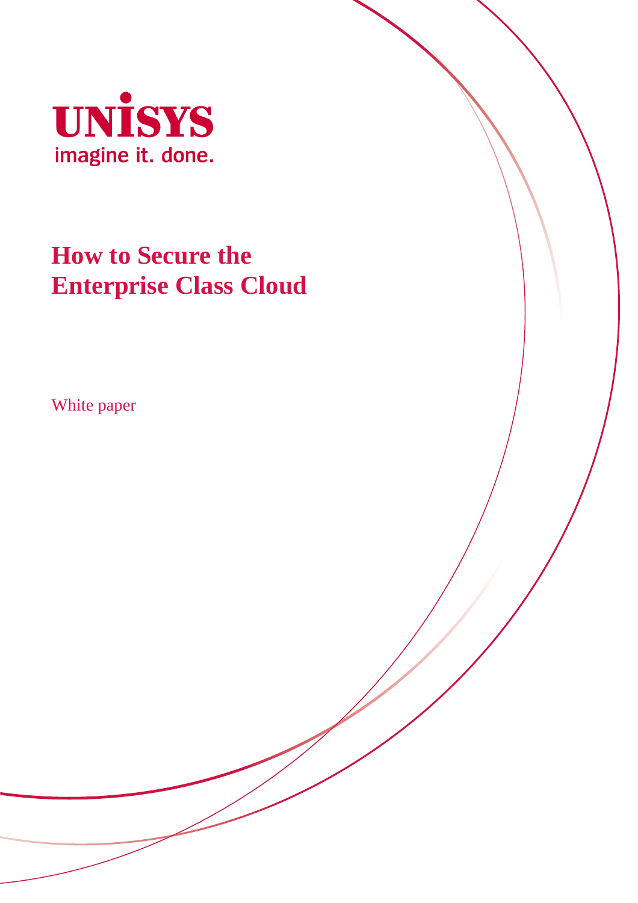UNISYS

imagine it. done.

# How to Secure the Enterprise Class Cloud

White paper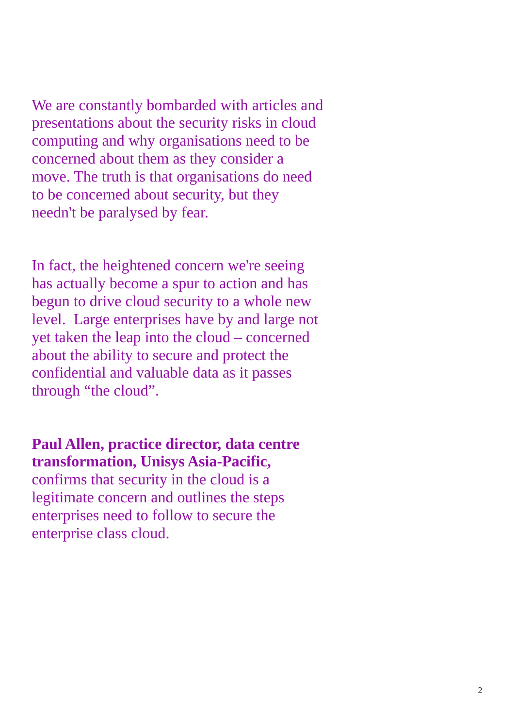We are constantly bombarded with articles and presentations about the security risks in cloud computing and why organisations need to be concerned about them as they consider a move. The truth is that organisations do need to be concerned about security, but they needn't be paralysed by fear.

In fact, the heightened concern we're seeing has actually become a spur to action and has begun to drive cloud security to a whole new level. Large enterprises have by and large not yet taken the leap into the cloud – concerned about the ability to secure and protect the confidential and valuable data as it passes through "the cloud".

**Paul Allen, practice director, data centre transformation, Unisys Asia-Pacific,** confirms that security in the cloud is a legitimate concern and outlines the steps enterprises need to follow to secure the enterprise class cloud.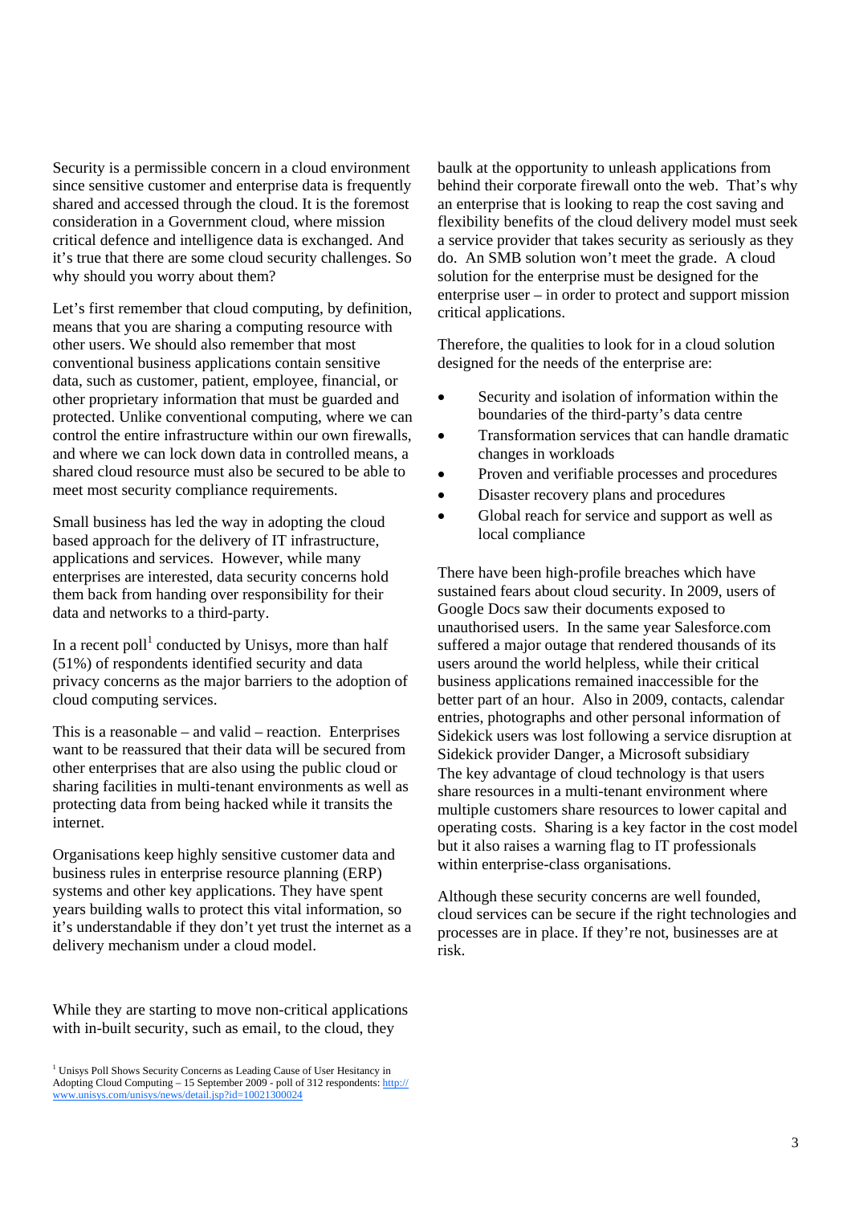Security is a permissible concern in a cloud environment since sensitive customer and enterprise data is frequently shared and accessed through the cloud. It is the foremost consideration in a Government cloud, where mission critical defence and intelligence data is exchanged. And it's true that there are some cloud security challenges. So why should you worry about them?

Let's first remember that cloud computing, by definition, means that you are sharing a computing resource with other users. We should also remember that most conventional business applications contain sensitive data, such as customer, patient, employee, financial, or other proprietary information that must be guarded and protected. Unlike conventional computing, where we can control the entire infrastructure within our own firewalls, and where we can lock down data in controlled means, a shared cloud resource must also be secured to be able to meet most security compliance requirements.

Small business has led the way in adopting the cloud based approach for the delivery of IT infrastructure, applications and services. However, while many enterprises are interested, data security concerns hold them back from handing over responsibility for their data and networks to a third-party.

In a recent poll[1] conducted by Unisys, more than half (51%) of respondents identified security and data privacy concerns as the major barriers to the adoption of cloud computing services.

This is a reasonable – and valid – reaction. Enterprises want to be reassured that their data will be secured from other enterprises that are also using the public cloud or sharing facilities in multi-tenant environments as well as protecting data from being hacked while it transits the internet.

Organisations keep highly sensitive customer data and business rules in enterprise resource planning (ERP) systems and other key applications. They have spent years building walls to protect this vital information, so it's understandable if they don't yet trust the internet as a delivery mechanism under a cloud model.

While they are starting to move non-critical applications with in-built security, such as email, to the cloud, they baulk at the opportunity to unleash applications from behind their corporate firewall onto the web. That's why an enterprise that is looking to reap the cost saving and flexibility benefits of the cloud delivery model must seek a service provider that takes security as seriously as they do. An SMB solution won't meet the grade. A cloud solution for the enterprise must be designed for the enterprise user – in order to protect and support mission critical applications.

Therefore, the qualities to look for in a cloud solution designed for the needs of the enterprise are:

- Security and isolation of information within the boundaries of the third-party's data centre
- Transformation services that can handle dramatic changes in workloads
- Proven and verifiable processes and procedures
- Disaster recovery plans and procedures
- Global reach for service and support as well as local compliance

There have been high-profile breaches which have sustained fears about cloud security. In 2009, users of Google Docs saw their documents exposed to unauthorised users. In the same year Salesforce.com suffered a major outage that rendered thousands of its users around the world helpless, while their critical business applications remained inaccessible for the better part of an hour. Also in 2009, contacts, calendar entries, photographs and other personal information of Sidekick users was lost following a service disruption at Sidekick provider Danger, a Microsoft subsidiary

The key advantage of cloud technology is that users share resources in a multi-tenant environment where multiple customers share resources to lower capital and operating costs. Sharing is a key factor in the cost model but it also raises a warning flag to IT professionals within enterprise-class organisations.

Although these security concerns are well founded, cloud services can be secure if the right technologies and processes are in place. If they're not, businesses are at risk.

[1] Unisys Poll Shows Security Concerns as Leading Cause of User Hesitancy in Adopting Cloud Computing – 15 September 2009 - poll of 312 respondents: http://www.unisys.com/unisys/news/detail.jsp?id=10021300024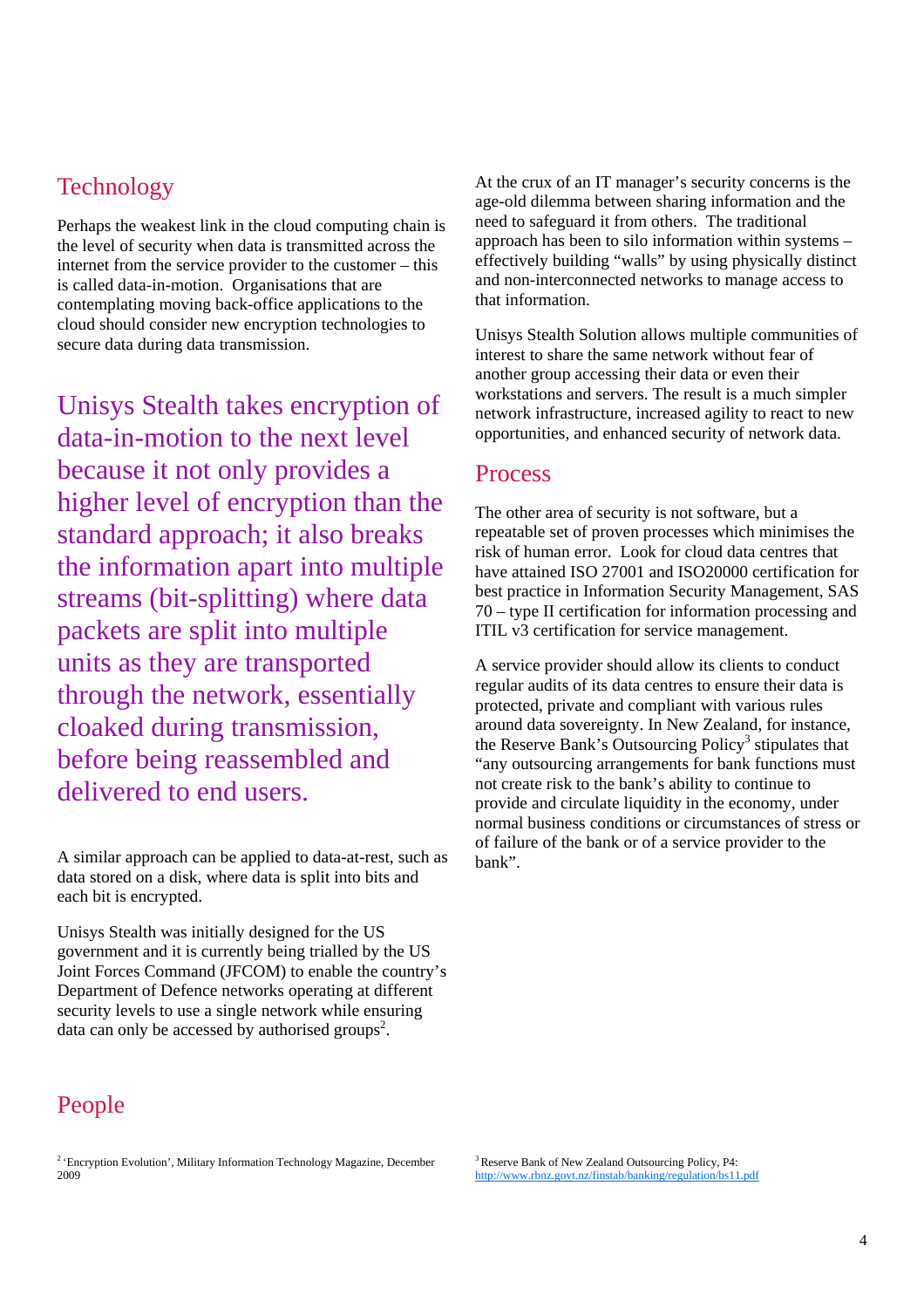## Technology

Perhaps the weakest link in the cloud computing chain is the level of security when data is transmitted across the internet from the service provider to the customer – this is called data-in-motion. Organisations that are contemplating moving back-office applications to the cloud should consider new encryption technologies to secure data during data transmission.

> Unisys Stealth takes encryption of data-in-motion to the next level because it not only provides a higher level of encryption than the standard approach; it also breaks the information apart into multiple streams (bit-splitting) where data packets are split into multiple units as they are transported through the network, essentially cloaked during transmission, before being reassembled and delivered to end users.

A similar approach can be applied to data-at-rest, such as data stored on a disk, where data is split into bits and each bit is encrypted.

Unisys Stealth was initially designed for the US government and it is currently being trialled by the US Joint Forces Command (JFCOM) to enable the country's Department of Defence networks operating at different security levels to use a single network while ensuring data can only be accessed by authorised groups[2].

At the crux of an IT manager's security concerns is the age-old dilemma between sharing information and the need to safeguard it from others. The traditional approach has been to silo information within systems – effectively building "walls" by using physically distinct and non-interconnected networks to manage access to that information.

Unisys Stealth Solution allows multiple communities of interest to share the same network without fear of another group accessing their data or even their workstations and servers. The result is a much simpler network infrastructure, increased agility to react to new opportunities, and enhanced security of network data.

## Process

The other area of security is not software, but a repeatable set of proven processes which minimises the risk of human error. Look for cloud data centres that have attained ISO 27001 and ISO20000 certification for best practice in Information Security Management, SAS 70 – type II certification for information processing and ITIL v3 certification for service management.

A service provider should allow its clients to conduct regular audits of its data centres to ensure their data is protected, private and compliant with various rules around data sovereignty. In New Zealand, for instance, the Reserve Bank's Outsourcing Policy[3] stipulates that "any outsourcing arrangements for bank functions must not create risk to the bank's ability to continue to provide and circulate liquidity in the economy, under normal business conditions or circumstances of stress or of failure of the bank or of a service provider to the bank".

## People

[2] 'Encryption Evolution', Military Information Technology Magazine, December 2009

[3] Reserve Bank of New Zealand Outsourcing Policy, P4: http://www.rbnz.govt.nz/finstab/banking/regulation/bs11.pdf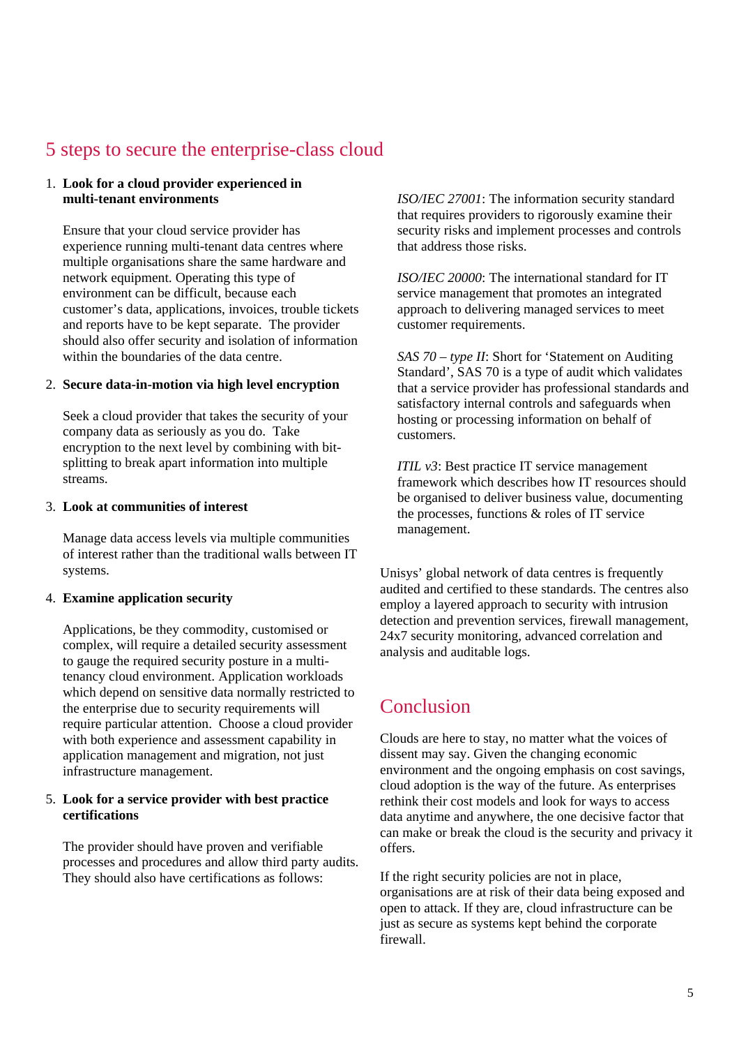## 5 steps to secure the enterprise-class cloud

1. **Look for a cloud provider experienced in multi-tenant environments**

   Ensure that your cloud service provider has experience running multi-tenant data centres where multiple organisations share the same hardware and network equipment. Operating this type of environment can be difficult, because each customer's data, applications, invoices, trouble tickets and reports have to be kept separate. The provider should also offer security and isolation of information within the boundaries of the data centre.

2. **Secure data-in-motion via high level encryption**

   Seek a cloud provider that takes the security of your company data as seriously as you do. Take encryption to the next level by combining with bit-splitting to break apart information into multiple streams.

3. **Look at communities of interest**

   Manage data access levels via multiple communities of interest rather than the traditional walls between IT systems.

4. **Examine application security**

   Applications, be they commodity, customised or complex, will require a detailed security assessment to gauge the required security posture in a multi-tenancy cloud environment. Application workloads which depend on sensitive data normally restricted to the enterprise due to security requirements will require particular attention. Choose a cloud provider with both experience and assessment capability in application management and migration, not just infrastructure management.

5. **Look for a service provider with best practice certifications**

   The provider should have proven and verifiable processes and procedures and allow third party audits. They should also have certifications as follows:

   *ISO/IEC 27001*: The information security standard that requires providers to rigorously examine their security risks and implement processes and controls that address those risks.

   *ISO/IEC 20000*: The international standard for IT service management that promotes an integrated approach to delivering managed services to meet customer requirements.

   *SAS 70 – type II*: Short for 'Statement on Auditing Standard', SAS 70 is a type of audit which validates that a service provider has professional standards and satisfactory internal controls and safeguards when hosting or processing information on behalf of customers.

   *ITIL v3*: Best practice IT service management framework which describes how IT resources should be organised to deliver business value, documenting the processes, functions & roles of IT service management.

Unisys' global network of data centres is frequently audited and certified to these standards. The centres also employ a layered approach to security with intrusion detection and prevention services, firewall management, 24x7 security monitoring, advanced correlation and analysis and auditable logs.

## Conclusion

Clouds are here to stay, no matter what the voices of dissent may say. Given the changing economic environment and the ongoing emphasis on cost savings, cloud adoption is the way of the future. As enterprises rethink their cost models and look for ways to access data anytime and anywhere, the one decisive factor that can make or break the cloud is the security and privacy it offers.

If the right security policies are not in place, organisations are at risk of their data being exposed and open to attack. If they are, cloud infrastructure can be just as secure as systems kept behind the corporate firewall.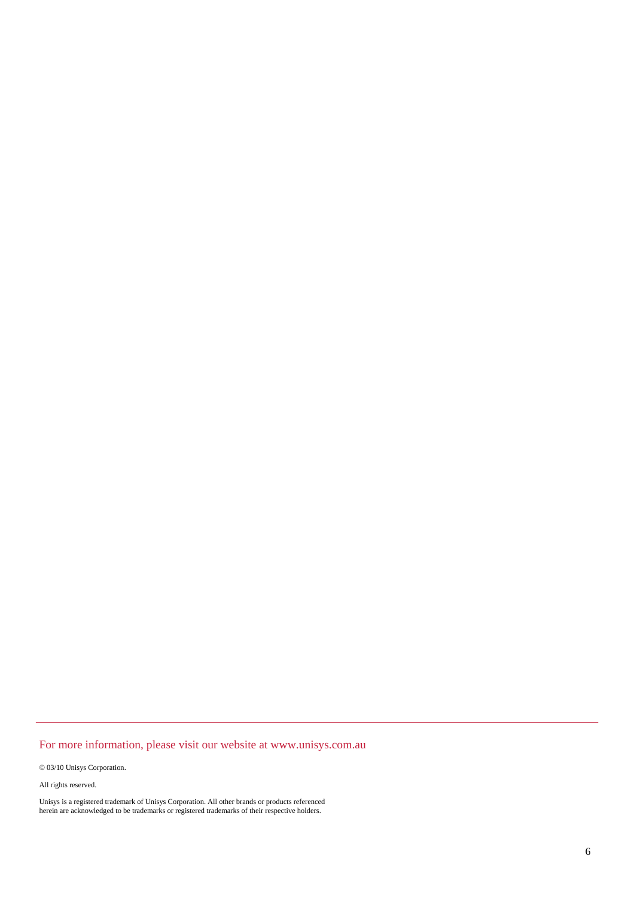For more information, please visit our website at www.unisys.com.au

© 03/10 Unisys Corporation.

All rights reserved.

Unisys is a registered trademark of Unisys Corporation. All other brands or products referenced herein are acknowledged to be trademarks or registered trademarks of their respective holders.